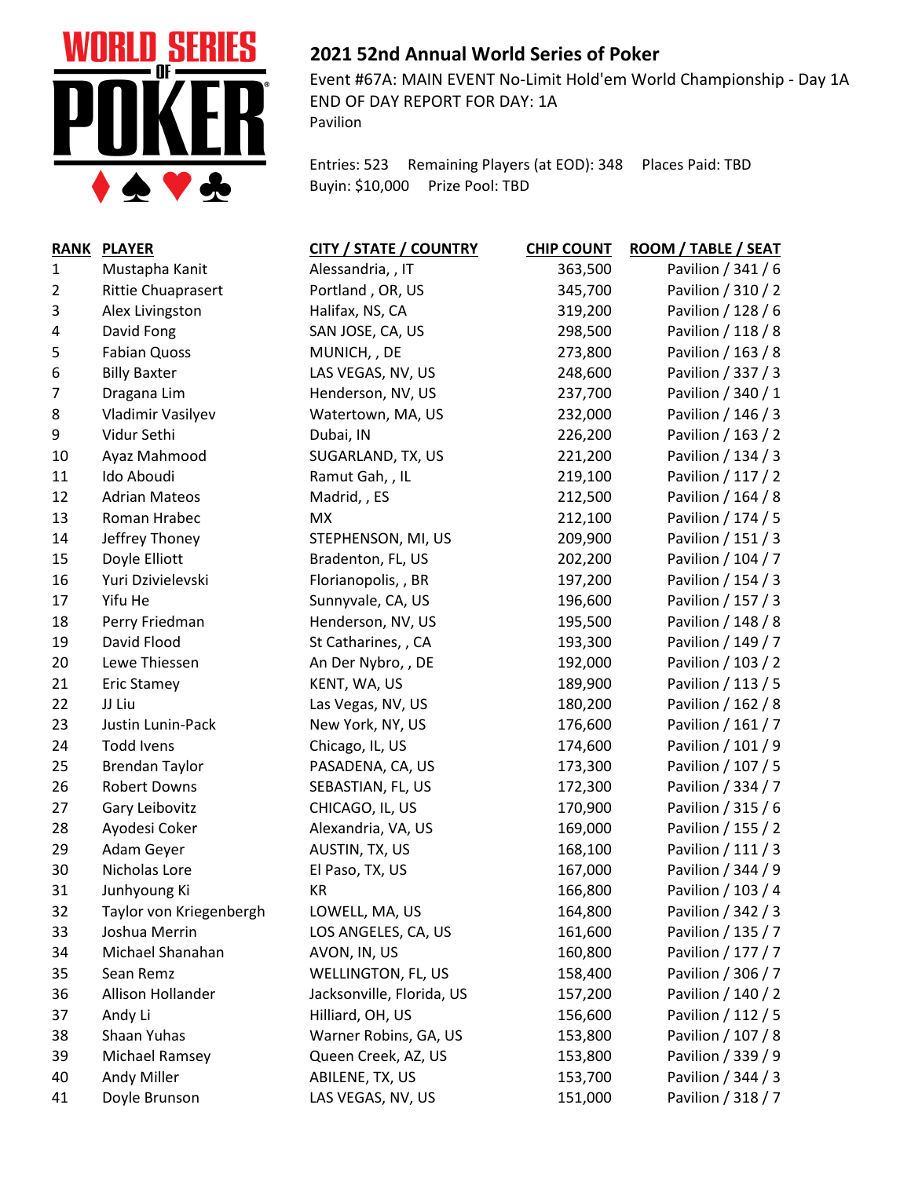## 2021 52nd Annual World Series of Poker

Event #67A: MAIN EVENT No-Limit Hold'em World Championship - Day 1A
END OF DAY REPORT FOR DAY: 1A
Pavilion

Entries: 523 Remaining Players (at EOD): 348 Places Paid: TBD
Buyin: $10,000 Prize Pool: TBD

| RANK | PLAYER | CITY / STATE / COUNTRY | CHIP COUNT | ROOM / TABLE / SEAT |
|---|---|---|---|---|
| 1 | Mustapha Kanit | Alessandria, , IT | 363,500 | Pavilion / 341 / 6 |
| 2 | Rittie Chuaprasert | Portland , OR, US | 345,700 | Pavilion / 310 / 2 |
| 3 | Alex Livingston | Halifax, NS, CA | 319,200 | Pavilion / 128 / 6 |
| 4 | David Fong | SAN JOSE, CA, US | 298,500 | Pavilion / 118 / 8 |
| 5 | Fabian Quoss | MUNICH, , DE | 273,800 | Pavilion / 163 / 8 |
| 6 | Billy Baxter | LAS VEGAS, NV, US | 248,600 | Pavilion / 337 / 3 |
| 7 | Dragana Lim | Henderson, NV, US | 237,700 | Pavilion / 340 / 1 |
| 8 | Vladimir Vasilyev | Watertown, MA, US | 232,000 | Pavilion / 146 / 3 |
| 9 | Vidur Sethi | Dubai, IN | 226,200 | Pavilion / 163 / 2 |
| 10 | Ayaz Mahmood | SUGARLAND, TX, US | 221,200 | Pavilion / 134 / 3 |
| 11 | Ido Aboudi | Ramut Gah, , IL | 219,100 | Pavilion / 117 / 2 |
| 12 | Adrian Mateos | Madrid, , ES | 212,500 | Pavilion / 164 / 8 |
| 13 | Roman Hrabec | MX | 212,100 | Pavilion / 174 / 5 |
| 14 | Jeffrey Thoney | STEPHENSON, MI, US | 209,900 | Pavilion / 151 / 3 |
| 15 | Doyle Elliott | Bradenton, FL, US | 202,200 | Pavilion / 104 / 7 |
| 16 | Yuri Dzivielevski | Florianopolis, , BR | 197,200 | Pavilion / 154 / 3 |
| 17 | Yifu He | Sunnyvale, CA, US | 196,600 | Pavilion / 157 / 3 |
| 18 | Perry Friedman | Henderson, NV, US | 195,500 | Pavilion / 148 / 8 |
| 19 | David Flood | St Catharines, , CA | 193,300 | Pavilion / 149 / 7 |
| 20 | Lewe Thiessen | An Der Nybro, , DE | 192,000 | Pavilion / 103 / 2 |
| 21 | Eric Stamey | KENT, WA, US | 189,900 | Pavilion / 113 / 5 |
| 22 | JJ Liu | Las Vegas, NV, US | 180,200 | Pavilion / 162 / 8 |
| 23 | Justin Lunin-Pack | New York, NY, US | 176,600 | Pavilion / 161 / 7 |
| 24 | Todd Ivens | Chicago, IL, US | 174,600 | Pavilion / 101 / 9 |
| 25 | Brendan Taylor | PASADENA, CA, US | 173,300 | Pavilion / 107 / 5 |
| 26 | Robert Downs | SEBASTIAN, FL, US | 172,300 | Pavilion / 334 / 7 |
| 27 | Gary Leibovitz | CHICAGO, IL, US | 170,900 | Pavilion / 315 / 6 |
| 28 | Ayodesi Coker | Alexandria, VA, US | 169,000 | Pavilion / 155 / 2 |
| 29 | Adam Geyer | AUSTIN, TX, US | 168,100 | Pavilion / 111 / 3 |
| 30 | Nicholas Lore | El Paso, TX, US | 167,000 | Pavilion / 344 / 9 |
| 31 | Junhyoung Ki | KR | 166,800 | Pavilion / 103 / 4 |
| 32 | Taylor von Kriegenbergh | LOWELL, MA, US | 164,800 | Pavilion / 342 / 3 |
| 33 | Joshua Merrin | LOS ANGELES, CA, US | 161,600 | Pavilion / 135 / 7 |
| 34 | Michael Shanahan | AVON, IN, US | 160,800 | Pavilion / 177 / 7 |
| 35 | Sean Remz | WELLINGTON, FL, US | 158,400 | Pavilion / 306 / 7 |
| 36 | Allison Hollander | Jacksonville, Florida, US | 157,200 | Pavilion / 140 / 2 |
| 37 | Andy Li | Hilliard, OH, US | 156,600 | Pavilion / 112 / 5 |
| 38 | Shaan Yuhas | Warner Robins, GA, US | 153,800 | Pavilion / 107 / 8 |
| 39 | Michael Ramsey | Queen Creek, AZ, US | 153,800 | Pavilion / 339 / 9 |
| 40 | Andy Miller | ABILENE, TX, US | 153,700 | Pavilion / 344 / 3 |
| 41 | Doyle Brunson | LAS VEGAS, NV, US | 151,000 | Pavilion / 318 / 7 |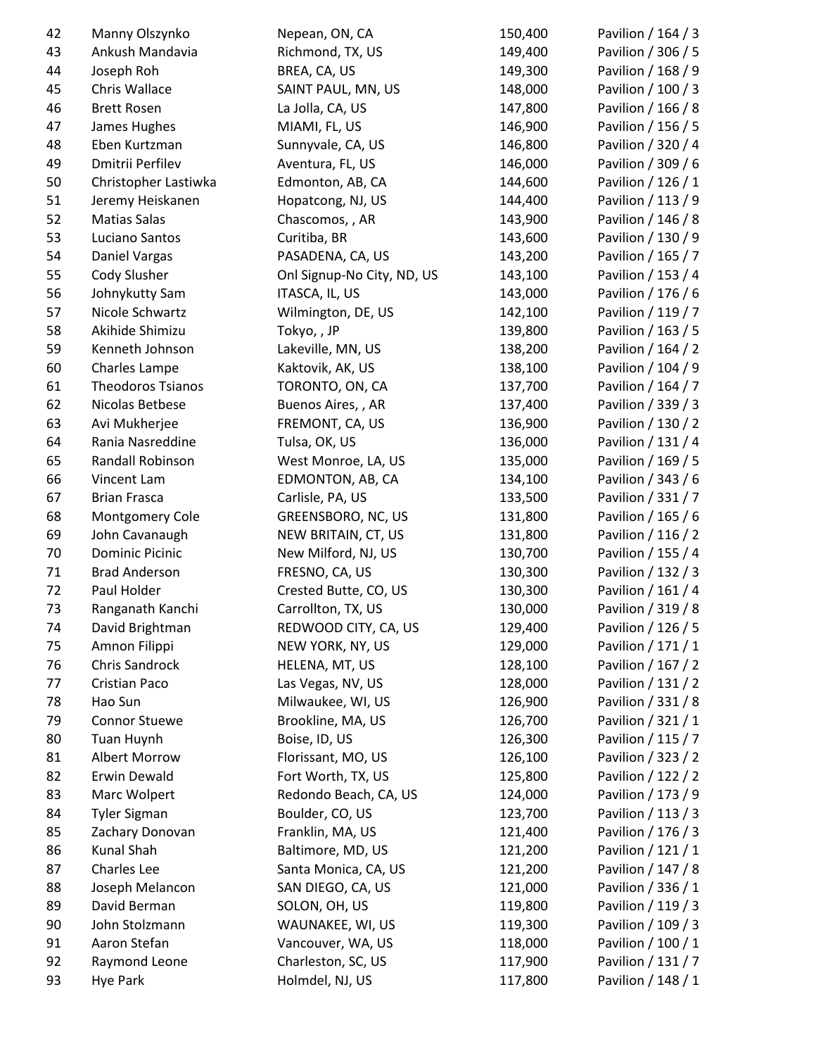| | | | | |
|---|---|---|---|---|
| 42 | Manny Olszynko | Nepean, ON, CA | 150,400 | Pavilion / 164 / 3 |
| 43 | Ankush Mandavia | Richmond, TX, US | 149,400 | Pavilion / 306 / 5 |
| 44 | Joseph Roh | BREA, CA, US | 149,300 | Pavilion / 168 / 9 |
| 45 | Chris Wallace | SAINT PAUL, MN, US | 148,000 | Pavilion / 100 / 3 |
| 46 | Brett Rosen | La Jolla, CA, US | 147,800 | Pavilion / 166 / 8 |
| 47 | James Hughes | MIAMI, FL, US | 146,900 | Pavilion / 156 / 5 |
| 48 | Eben Kurtzman | Sunnyvale, CA, US | 146,800 | Pavilion / 320 / 4 |
| 49 | Dmitrii Perfilev | Aventura, FL, US | 146,000 | Pavilion / 309 / 6 |
| 50 | Christopher Lastiwka | Edmonton, AB, CA | 144,600 | Pavilion / 126 / 1 |
| 51 | Jeremy Heiskanen | Hopatcong, NJ, US | 144,400 | Pavilion / 113 / 9 |
| 52 | Matias Salas | Chascomos, , AR | 143,900 | Pavilion / 146 / 8 |
| 53 | Luciano Santos | Curitiba, BR | 143,600 | Pavilion / 130 / 9 |
| 54 | Daniel Vargas | PASADENA, CA, US | 143,200 | Pavilion / 165 / 7 |
| 55 | Cody Slusher | Onl Signup-No City, ND, US | 143,100 | Pavilion / 153 / 4 |
| 56 | Johnykutty Sam | ITASCA, IL, US | 143,000 | Pavilion / 176 / 6 |
| 57 | Nicole Schwartz | Wilmington, DE, US | 142,100 | Pavilion / 119 / 7 |
| 58 | Akihide Shimizu | Tokyo, , JP | 139,800 | Pavilion / 163 / 5 |
| 59 | Kenneth Johnson | Lakeville, MN, US | 138,200 | Pavilion / 164 / 2 |
| 60 | Charles Lampe | Kaktovik, AK, US | 138,100 | Pavilion / 104 / 9 |
| 61 | Theodoros Tsianos | TORONTO, ON, CA | 137,700 | Pavilion / 164 / 7 |
| 62 | Nicolas Betbese | Buenos Aires, , AR | 137,400 | Pavilion / 339 / 3 |
| 63 | Avi Mukherjee | FREMONT, CA, US | 136,900 | Pavilion / 130 / 2 |
| 64 | Rania Nasreddine | Tulsa, OK, US | 136,000 | Pavilion / 131 / 4 |
| 65 | Randall Robinson | West Monroe, LA, US | 135,000 | Pavilion / 169 / 5 |
| 66 | Vincent Lam | EDMONTON, AB, CA | 134,100 | Pavilion / 343 / 6 |
| 67 | Brian Frasca | Carlisle, PA, US | 133,500 | Pavilion / 331 / 7 |
| 68 | Montgomery Cole | GREENSBORO, NC, US | 131,800 | Pavilion / 165 / 6 |
| 69 | John Cavanaugh | NEW BRITAIN, CT, US | 131,800 | Pavilion / 116 / 2 |
| 70 | Dominic Picinic | New Milford, NJ, US | 130,700 | Pavilion / 155 / 4 |
| 71 | Brad Anderson | FRESNO, CA, US | 130,300 | Pavilion / 132 / 3 |
| 72 | Paul Holder | Crested Butte, CO, US | 130,300 | Pavilion / 161 / 4 |
| 73 | Ranganath Kanchi | Carrollton, TX, US | 130,000 | Pavilion / 319 / 8 |
| 74 | David Brightman | REDWOOD CITY, CA, US | 129,400 | Pavilion / 126 / 5 |
| 75 | Amnon Filippi | NEW YORK, NY, US | 129,000 | Pavilion / 171 / 1 |
| 76 | Chris Sandrock | HELENA, MT, US | 128,100 | Pavilion / 167 / 2 |
| 77 | Cristian Paco | Las Vegas, NV, US | 128,000 | Pavilion / 131 / 2 |
| 78 | Hao Sun | Milwaukee, WI, US | 126,900 | Pavilion / 331 / 8 |
| 79 | Connor Stuewe | Brookline, MA, US | 126,700 | Pavilion / 321 / 1 |
| 80 | Tuan Huynh | Boise, ID, US | 126,300 | Pavilion / 115 / 7 |
| 81 | Albert Morrow | Florissant, MO, US | 126,100 | Pavilion / 323 / 2 |
| 82 | Erwin Dewald | Fort Worth, TX, US | 125,800 | Pavilion / 122 / 2 |
| 83 | Marc Wolpert | Redondo Beach, CA, US | 124,000 | Pavilion / 173 / 9 |
| 84 | Tyler Sigman | Boulder, CO, US | 123,700 | Pavilion / 113 / 3 |
| 85 | Zachary Donovan | Franklin, MA, US | 121,400 | Pavilion / 176 / 3 |
| 86 | Kunal Shah | Baltimore, MD, US | 121,200 | Pavilion / 121 / 1 |
| 87 | Charles Lee | Santa Monica, CA, US | 121,200 | Pavilion / 147 / 8 |
| 88 | Joseph Melancon | SAN DIEGO, CA, US | 121,000 | Pavilion / 336 / 1 |
| 89 | David Berman | SOLON, OH, US | 119,800 | Pavilion / 119 / 3 |
| 90 | John Stolzmann | WAUNAKEE, WI, US | 119,300 | Pavilion / 109 / 3 |
| 91 | Aaron Stefan | Vancouver, WA, US | 118,000 | Pavilion / 100 / 1 |
| 92 | Raymond Leone | Charleston, SC, US | 117,900 | Pavilion / 131 / 7 |
| 93 | Hye Park | Holmdel, NJ, US | 117,800 | Pavilion / 148 / 1 |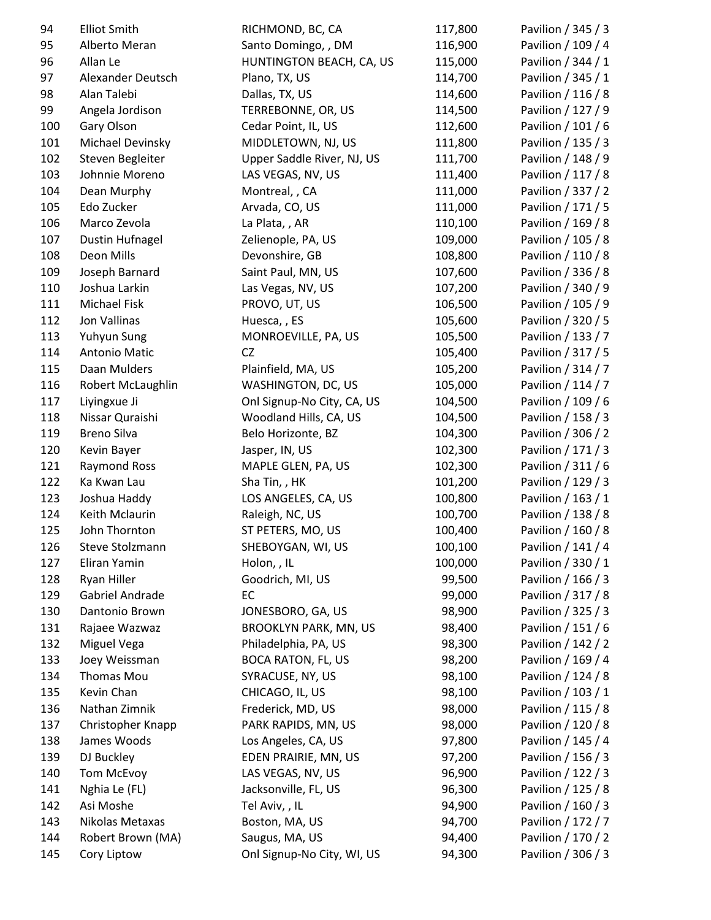| | | | | |
|---|---|---|---|---|
| 94 | Elliot Smith | RICHMOND, BC, CA | 117,800 | Pavilion / 345 / 3 |
| 95 | Alberto Meran | Santo Domingo, , DM | 116,900 | Pavilion / 109 / 4 |
| 96 | Allan Le | HUNTINGTON BEACH, CA, US | 115,000 | Pavilion / 344 / 1 |
| 97 | Alexander Deutsch | Plano, TX, US | 114,700 | Pavilion / 345 / 1 |
| 98 | Alan Talebi | Dallas, TX, US | 114,600 | Pavilion / 116 / 8 |
| 99 | Angela Jordison | TERREBONNE, OR, US | 114,500 | Pavilion / 127 / 9 |
| 100 | Gary Olson | Cedar Point, IL, US | 112,600 | Pavilion / 101 / 6 |
| 101 | Michael Devinsky | MIDDLETOWN, NJ, US | 111,800 | Pavilion / 135 / 3 |
| 102 | Steven Begleiter | Upper Saddle River, NJ, US | 111,700 | Pavilion / 148 / 9 |
| 103 | Johnnie Moreno | LAS VEGAS, NV, US | 111,400 | Pavilion / 117 / 8 |
| 104 | Dean Murphy | Montreal, , CA | 111,000 | Pavilion / 337 / 2 |
| 105 | Edo Zucker | Arvada, CO, US | 111,000 | Pavilion / 171 / 5 |
| 106 | Marco Zevola | La Plata, , AR | 110,100 | Pavilion / 169 / 8 |
| 107 | Dustin Hufnagel | Zelienople, PA, US | 109,000 | Pavilion / 105 / 8 |
| 108 | Deon Mills | Devonshire, GB | 108,800 | Pavilion / 110 / 8 |
| 109 | Joseph Barnard | Saint Paul, MN, US | 107,600 | Pavilion / 336 / 8 |
| 110 | Joshua Larkin | Las Vegas, NV, US | 107,200 | Pavilion / 340 / 9 |
| 111 | Michael Fisk | PROVO, UT, US | 106,500 | Pavilion / 105 / 9 |
| 112 | Jon Vallinas | Huesca, , ES | 105,600 | Pavilion / 320 / 5 |
| 113 | Yuhyun Sung | MONROEVILLE, PA, US | 105,500 | Pavilion / 133 / 7 |
| 114 | Antonio Matic | CZ | 105,400 | Pavilion / 317 / 5 |
| 115 | Daan Mulders | Plainfield, MA, US | 105,200 | Pavilion / 314 / 7 |
| 116 | Robert McLaughlin | WASHINGTON, DC, US | 105,000 | Pavilion / 114 / 7 |
| 117 | Liyingxue Ji | Onl Signup-No City, CA, US | 104,500 | Pavilion / 109 / 6 |
| 118 | Nissar Quraishi | Woodland Hills, CA, US | 104,500 | Pavilion / 158 / 3 |
| 119 | Breno Silva | Belo Horizonte, BZ | 104,300 | Pavilion / 306 / 2 |
| 120 | Kevin Bayer | Jasper, IN, US | 102,300 | Pavilion / 171 / 3 |
| 121 | Raymond Ross | MAPLE GLEN, PA, US | 102,300 | Pavilion / 311 / 6 |
| 122 | Ka Kwan Lau | Sha Tin, , HK | 101,200 | Pavilion / 129 / 3 |
| 123 | Joshua Haddy | LOS ANGELES, CA, US | 100,800 | Pavilion / 163 / 1 |
| 124 | Keith Mclaurin | Raleigh, NC, US | 100,700 | Pavilion / 138 / 8 |
| 125 | John Thornton | ST PETERS, MO, US | 100,400 | Pavilion / 160 / 8 |
| 126 | Steve Stolzmann | SHEBOYGAN, WI, US | 100,100 | Pavilion / 141 / 4 |
| 127 | Eliran Yamin | Holon, , IL | 100,000 | Pavilion / 330 / 1 |
| 128 | Ryan Hiller | Goodrich, MI, US | 99,500 | Pavilion / 166 / 3 |
| 129 | Gabriel Andrade | EC | 99,000 | Pavilion / 317 / 8 |
| 130 | Dantonio Brown | JONESBORO, GA, US | 98,900 | Pavilion / 325 / 3 |
| 131 | Rajaee Wazwaz | BROOKLYN PARK, MN, US | 98,400 | Pavilion / 151 / 6 |
| 132 | Miguel Vega | Philadelphia, PA, US | 98,300 | Pavilion / 142 / 2 |
| 133 | Joey Weissman | BOCA RATON, FL, US | 98,200 | Pavilion / 169 / 4 |
| 134 | Thomas Mou | SYRACUSE, NY, US | 98,100 | Pavilion / 124 / 8 |
| 135 | Kevin Chan | CHICAGO, IL, US | 98,100 | Pavilion / 103 / 1 |
| 136 | Nathan Zimnik | Frederick, MD, US | 98,000 | Pavilion / 115 / 8 |
| 137 | Christopher Knapp | PARK RAPIDS, MN, US | 98,000 | Pavilion / 120 / 8 |
| 138 | James Woods | Los Angeles, CA, US | 97,800 | Pavilion / 145 / 4 |
| 139 | DJ Buckley | EDEN PRAIRIE, MN, US | 97,200 | Pavilion / 156 / 3 |
| 140 | Tom McEvoy | LAS VEGAS, NV, US | 96,900 | Pavilion / 122 / 3 |
| 141 | Nghia Le (FL) | Jacksonville, FL, US | 96,300 | Pavilion / 125 / 8 |
| 142 | Asi Moshe | Tel Aviv, , IL | 94,900 | Pavilion / 160 / 3 |
| 143 | Nikolas Metaxas | Boston, MA, US | 94,700 | Pavilion / 172 / 7 |
| 144 | Robert Brown (MA) | Saugus, MA, US | 94,400 | Pavilion / 170 / 2 |
| 145 | Cory Liptow | Onl Signup-No City, WI, US | 94,300 | Pavilion / 306 / 3 |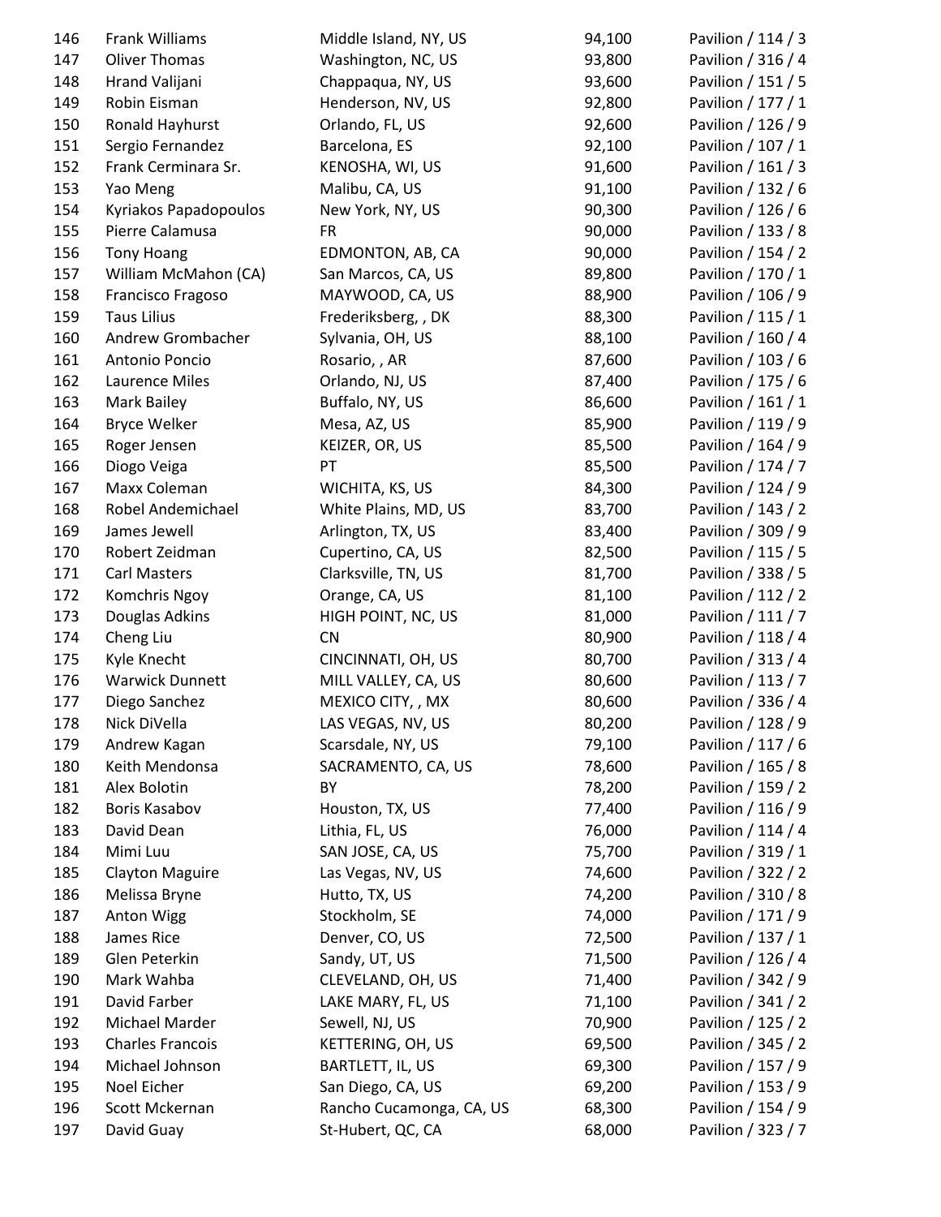| | | | | |
|---|---|---|---|---|
| 146 | Frank Williams | Middle Island, NY, US | 94,100 | Pavilion / 114 / 3 |
| 147 | Oliver Thomas | Washington, NC, US | 93,800 | Pavilion / 316 / 4 |
| 148 | Hrand Valijani | Chappaqua, NY, US | 93,600 | Pavilion / 151 / 5 |
| 149 | Robin Eisman | Henderson, NV, US | 92,800 | Pavilion / 177 / 1 |
| 150 | Ronald Hayhurst | Orlando, FL, US | 92,600 | Pavilion / 126 / 9 |
| 151 | Sergio Fernandez | Barcelona, ES | 92,100 | Pavilion / 107 / 1 |
| 152 | Frank Cerminara Sr. | KENOSHA, WI, US | 91,600 | Pavilion / 161 / 3 |
| 153 | Yao Meng | Malibu, CA, US | 91,100 | Pavilion / 132 / 6 |
| 154 | Kyriakos Papadopoulos | New York, NY, US | 90,300 | Pavilion / 126 / 6 |
| 155 | Pierre Calamusa | FR | 90,000 | Pavilion / 133 / 8 |
| 156 | Tony Hoang | EDMONTON, AB, CA | 90,000 | Pavilion / 154 / 2 |
| 157 | William McMahon (CA) | San Marcos, CA, US | 89,800 | Pavilion / 170 / 1 |
| 158 | Francisco Fragoso | MAYWOOD, CA, US | 88,900 | Pavilion / 106 / 9 |
| 159 | Taus Lilius | Frederiksberg, , DK | 88,300 | Pavilion / 115 / 1 |
| 160 | Andrew Grombacher | Sylvania, OH, US | 88,100 | Pavilion / 160 / 4 |
| 161 | Antonio Poncio | Rosario, , AR | 87,600 | Pavilion / 103 / 6 |
| 162 | Laurence Miles | Orlando, NJ, US | 87,400 | Pavilion / 175 / 6 |
| 163 | Mark Bailey | Buffalo, NY, US | 86,600 | Pavilion / 161 / 1 |
| 164 | Bryce Welker | Mesa, AZ, US | 85,900 | Pavilion / 119 / 9 |
| 165 | Roger Jensen | KEIZER, OR, US | 85,500 | Pavilion / 164 / 9 |
| 166 | Diogo Veiga | PT | 85,500 | Pavilion / 174 / 7 |
| 167 | Maxx Coleman | WICHITA, KS, US | 84,300 | Pavilion / 124 / 9 |
| 168 | Robel Andemichael | White Plains, MD, US | 83,700 | Pavilion / 143 / 2 |
| 169 | James Jewell | Arlington, TX, US | 83,400 | Pavilion / 309 / 9 |
| 170 | Robert Zeidman | Cupertino, CA, US | 82,500 | Pavilion / 115 / 5 |
| 171 | Carl Masters | Clarksville, TN, US | 81,700 | Pavilion / 338 / 5 |
| 172 | Komchris Ngoy | Orange, CA, US | 81,100 | Pavilion / 112 / 2 |
| 173 | Douglas Adkins | HIGH POINT, NC, US | 81,000 | Pavilion / 111 / 7 |
| 174 | Cheng Liu | CN | 80,900 | Pavilion / 118 / 4 |
| 175 | Kyle Knecht | CINCINNATI, OH, US | 80,700 | Pavilion / 313 / 4 |
| 176 | Warwick Dunnett | MILL VALLEY, CA, US | 80,600 | Pavilion / 113 / 7 |
| 177 | Diego Sanchez | MEXICO CITY, , MX | 80,600 | Pavilion / 336 / 4 |
| 178 | Nick DiVella | LAS VEGAS, NV, US | 80,200 | Pavilion / 128 / 9 |
| 179 | Andrew Kagan | Scarsdale, NY, US | 79,100 | Pavilion / 117 / 6 |
| 180 | Keith Mendonsa | SACRAMENTO, CA, US | 78,600 | Pavilion / 165 / 8 |
| 181 | Alex Bolotin | BY | 78,200 | Pavilion / 159 / 2 |
| 182 | Boris Kasabov | Houston, TX, US | 77,400 | Pavilion / 116 / 9 |
| 183 | David Dean | Lithia, FL, US | 76,000 | Pavilion / 114 / 4 |
| 184 | Mimi Luu | SAN JOSE, CA, US | 75,700 | Pavilion / 319 / 1 |
| 185 | Clayton Maguire | Las Vegas, NV, US | 74,600 | Pavilion / 322 / 2 |
| 186 | Melissa Bryne | Hutto, TX, US | 74,200 | Pavilion / 310 / 8 |
| 187 | Anton Wigg | Stockholm, SE | 74,000 | Pavilion / 171 / 9 |
| 188 | James Rice | Denver, CO, US | 72,500 | Pavilion / 137 / 1 |
| 189 | Glen Peterkin | Sandy, UT, US | 71,500 | Pavilion / 126 / 4 |
| 190 | Mark Wahba | CLEVELAND, OH, US | 71,400 | Pavilion / 342 / 9 |
| 191 | David Farber | LAKE MARY, FL, US | 71,100 | Pavilion / 341 / 2 |
| 192 | Michael Marder | Sewell, NJ, US | 70,900 | Pavilion / 125 / 2 |
| 193 | Charles Francois | KETTERING, OH, US | 69,500 | Pavilion / 345 / 2 |
| 194 | Michael Johnson | BARTLETT, IL, US | 69,300 | Pavilion / 157 / 9 |
| 195 | Noel Eicher | San Diego, CA, US | 69,200 | Pavilion / 153 / 9 |
| 196 | Scott Mckernan | Rancho Cucamonga, CA, US | 68,300 | Pavilion / 154 / 9 |
| 197 | David Guay | St-Hubert, QC, CA | 68,000 | Pavilion / 323 / 7 |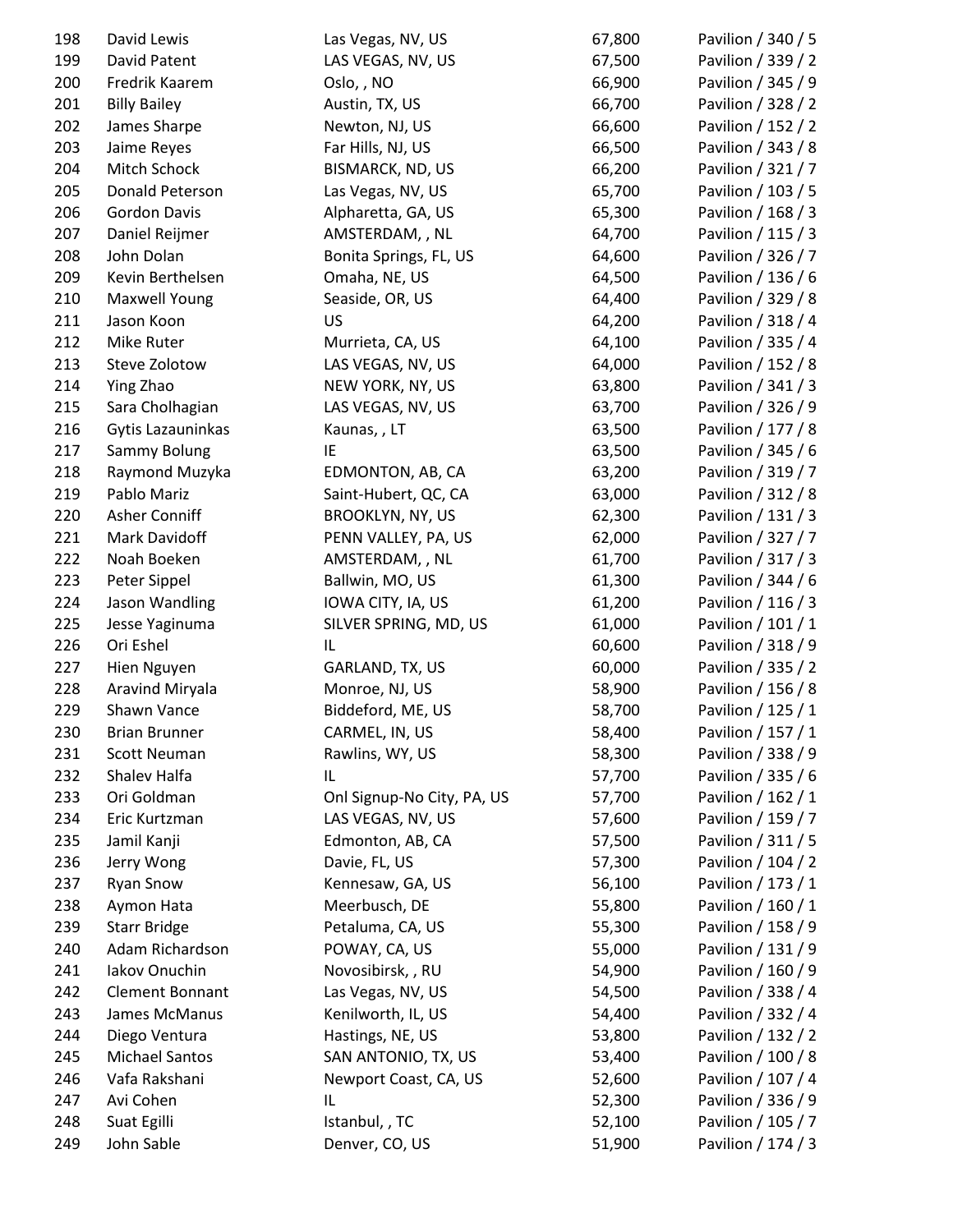| 198 | David Lewis | Las Vegas, NV, US | 67,800 | Pavilion / 340 / 5 |
|---|---|---|---|---|
| 199 | David Patent | LAS VEGAS, NV, US | 67,500 | Pavilion / 339 / 2 |
| 200 | Fredrik Kaarem | Oslo, , NO | 66,900 | Pavilion / 345 / 9 |
| 201 | Billy Bailey | Austin, TX, US | 66,700 | Pavilion / 328 / 2 |
| 202 | James Sharpe | Newton, NJ, US | 66,600 | Pavilion / 152 / 2 |
| 203 | Jaime Reyes | Far Hills, NJ, US | 66,500 | Pavilion / 343 / 8 |
| 204 | Mitch Schock | BISMARCK, ND, US | 66,200 | Pavilion / 321 / 7 |
| 205 | Donald Peterson | Las Vegas, NV, US | 65,700 | Pavilion / 103 / 5 |
| 206 | Gordon Davis | Alpharetta, GA, US | 65,300 | Pavilion / 168 / 3 |
| 207 | Daniel Reijmer | AMSTERDAM, , NL | 64,700 | Pavilion / 115 / 3 |
| 208 | John Dolan | Bonita Springs, FL, US | 64,600 | Pavilion / 326 / 7 |
| 209 | Kevin Berthelsen | Omaha, NE, US | 64,500 | Pavilion / 136 / 6 |
| 210 | Maxwell Young | Seaside, OR, US | 64,400 | Pavilion / 329 / 8 |
| 211 | Jason Koon | US | 64,200 | Pavilion / 318 / 4 |
| 212 | Mike Ruter | Murrieta, CA, US | 64,100 | Pavilion / 335 / 4 |
| 213 | Steve Zolotow | LAS VEGAS, NV, US | 64,000 | Pavilion / 152 / 8 |
| 214 | Ying Zhao | NEW YORK, NY, US | 63,800 | Pavilion / 341 / 3 |
| 215 | Sara Cholhagian | LAS VEGAS, NV, US | 63,700 | Pavilion / 326 / 9 |
| 216 | Gytis Lazauninkas | Kaunas, , LT | 63,500 | Pavilion / 177 / 8 |
| 217 | Sammy Bolung | IE | 63,500 | Pavilion / 345 / 6 |
| 218 | Raymond Muzyka | EDMONTON, AB, CA | 63,200 | Pavilion / 319 / 7 |
| 219 | Pablo Mariz | Saint-Hubert, QC, CA | 63,000 | Pavilion / 312 / 8 |
| 220 | Asher Conniff | BROOKLYN, NY, US | 62,300 | Pavilion / 131 / 3 |
| 221 | Mark Davidoff | PENN VALLEY, PA, US | 62,000 | Pavilion / 327 / 7 |
| 222 | Noah Boeken | AMSTERDAM, , NL | 61,700 | Pavilion / 317 / 3 |
| 223 | Peter Sippel | Ballwin, MO, US | 61,300 | Pavilion / 344 / 6 |
| 224 | Jason Wandling | IOWA CITY, IA, US | 61,200 | Pavilion / 116 / 3 |
| 225 | Jesse Yaginuma | SILVER SPRING, MD, US | 61,000 | Pavilion / 101 / 1 |
| 226 | Ori Eshel | IL | 60,600 | Pavilion / 318 / 9 |
| 227 | Hien Nguyen | GARLAND, TX, US | 60,000 | Pavilion / 335 / 2 |
| 228 | Aravind Miryala | Monroe, NJ, US | 58,900 | Pavilion / 156 / 8 |
| 229 | Shawn Vance | Biddeford, ME, US | 58,700 | Pavilion / 125 / 1 |
| 230 | Brian Brunner | CARMEL, IN, US | 58,400 | Pavilion / 157 / 1 |
| 231 | Scott Neuman | Rawlins, WY, US | 58,300 | Pavilion / 338 / 9 |
| 232 | Shalev Halfa | IL | 57,700 | Pavilion / 335 / 6 |
| 233 | Ori Goldman | Onl Signup-No City, PA, US | 57,700 | Pavilion / 162 / 1 |
| 234 | Eric Kurtzman | LAS VEGAS, NV, US | 57,600 | Pavilion / 159 / 7 |
| 235 | Jamil Kanji | Edmonton, AB, CA | 57,500 | Pavilion / 311 / 5 |
| 236 | Jerry Wong | Davie, FL, US | 57,300 | Pavilion / 104 / 2 |
| 237 | Ryan Snow | Kennesaw, GA, US | 56,100 | Pavilion / 173 / 1 |
| 238 | Aymon Hata | Meerbusch, DE | 55,800 | Pavilion / 160 / 1 |
| 239 | Starr Bridge | Petaluma, CA, US | 55,300 | Pavilion / 158 / 9 |
| 240 | Adam Richardson | POWAY, CA, US | 55,000 | Pavilion / 131 / 9 |
| 241 | Iakov Onuchin | Novosibirsk, , RU | 54,900 | Pavilion / 160 / 9 |
| 242 | Clement Bonnant | Las Vegas, NV, US | 54,500 | Pavilion / 338 / 4 |
| 243 | James McManus | Kenilworth, IL, US | 54,400 | Pavilion / 332 / 4 |
| 244 | Diego Ventura | Hastings, NE, US | 53,800 | Pavilion / 132 / 2 |
| 245 | Michael Santos | SAN ANTONIO, TX, US | 53,400 | Pavilion / 100 / 8 |
| 246 | Vafa Rakshani | Newport Coast, CA, US | 52,600 | Pavilion / 107 / 4 |
| 247 | Avi Cohen | IL | 52,300 | Pavilion / 336 / 9 |
| 248 | Suat Egilli | Istanbul, , TC | 52,100 | Pavilion / 105 / 7 |
| 249 | John Sable | Denver, CO, US | 51,900 | Pavilion / 174 / 3 |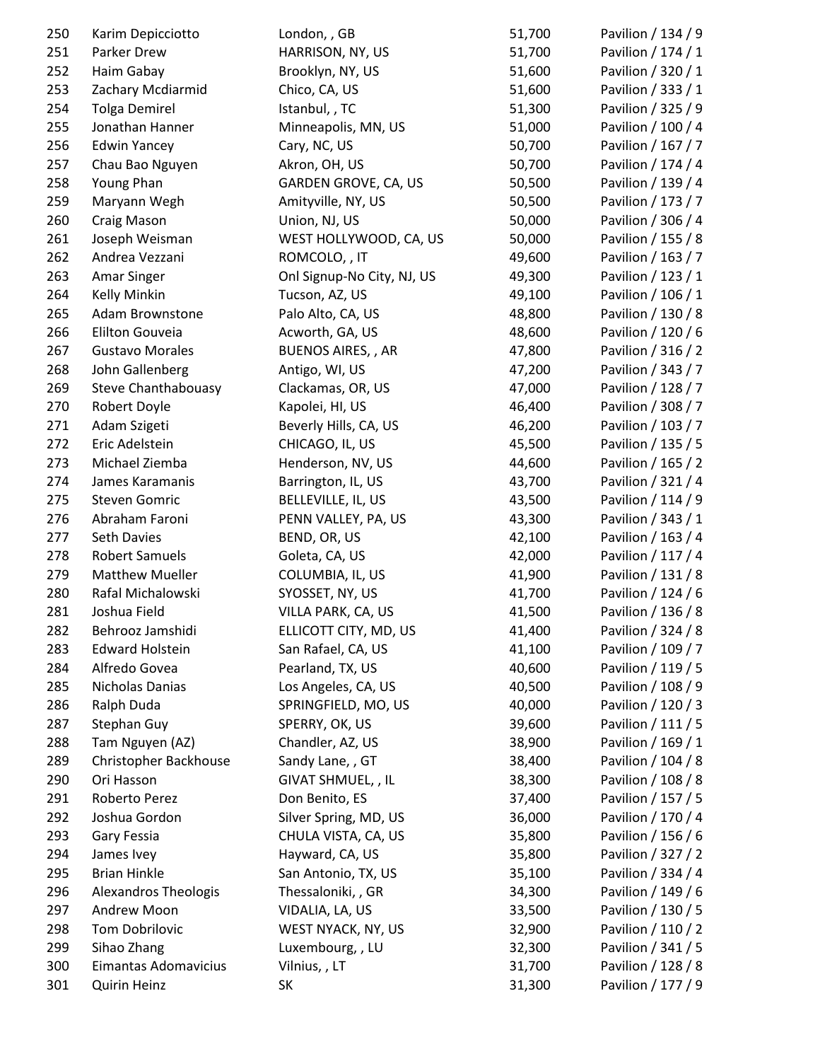| | | | | |
|---|---|---|---|---|
| 250 | Karim Depicciotto | London, , GB | 51,700 | Pavilion / 134 / 9 |
| 251 | Parker Drew | HARRISON, NY, US | 51,700 | Pavilion / 174 / 1 |
| 252 | Haim Gabay | Brooklyn, NY, US | 51,600 | Pavilion / 320 / 1 |
| 253 | Zachary Mcdiarmid | Chico, CA, US | 51,600 | Pavilion / 333 / 1 |
| 254 | Tolga Demirel | Istanbul, , TC | 51,300 | Pavilion / 325 / 9 |
| 255 | Jonathan Hanner | Minneapolis, MN, US | 51,000 | Pavilion / 100 / 4 |
| 256 | Edwin Yancey | Cary, NC, US | 50,700 | Pavilion / 167 / 7 |
| 257 | Chau Bao Nguyen | Akron, OH, US | 50,700 | Pavilion / 174 / 4 |
| 258 | Young Phan | GARDEN GROVE, CA, US | 50,500 | Pavilion / 139 / 4 |
| 259 | Maryann Wegh | Amityville, NY, US | 50,500 | Pavilion / 173 / 7 |
| 260 | Craig Mason | Union, NJ, US | 50,000 | Pavilion / 306 / 4 |
| 261 | Joseph Weisman | WEST HOLLYWOOD, CA, US | 50,000 | Pavilion / 155 / 8 |
| 262 | Andrea Vezzani | ROMCOLO, , IT | 49,600 | Pavilion / 163 / 7 |
| 263 | Amar Singer | Onl Signup-No City, NJ, US | 49,300 | Pavilion / 123 / 1 |
| 264 | Kelly Minkin | Tucson, AZ, US | 49,100 | Pavilion / 106 / 1 |
| 265 | Adam Brownstone | Palo Alto, CA, US | 48,800 | Pavilion / 130 / 8 |
| 266 | Elilton Gouveia | Acworth, GA, US | 48,600 | Pavilion / 120 / 6 |
| 267 | Gustavo Morales | BUENOS AIRES, , AR | 47,800 | Pavilion / 316 / 2 |
| 268 | John Gallenberg | Antigo, WI, US | 47,200 | Pavilion / 343 / 7 |
| 269 | Steve Chanthabouasy | Clackamas, OR, US | 47,000 | Pavilion / 128 / 7 |
| 270 | Robert Doyle | Kapolei, HI, US | 46,400 | Pavilion / 308 / 7 |
| 271 | Adam Szigeti | Beverly Hills, CA, US | 46,200 | Pavilion / 103 / 7 |
| 272 | Eric Adelstein | CHICAGO, IL, US | 45,500 | Pavilion / 135 / 5 |
| 273 | Michael Ziemba | Henderson, NV, US | 44,600 | Pavilion / 165 / 2 |
| 274 | James Karamanis | Barrington, IL, US | 43,700 | Pavilion / 321 / 4 |
| 275 | Steven Gomric | BELLEVILLE, IL, US | 43,500 | Pavilion / 114 / 9 |
| 276 | Abraham Faroni | PENN VALLEY, PA, US | 43,300 | Pavilion / 343 / 1 |
| 277 | Seth Davies | BEND, OR, US | 42,100 | Pavilion / 163 / 4 |
| 278 | Robert Samuels | Goleta, CA, US | 42,000 | Pavilion / 117 / 4 |
| 279 | Matthew Mueller | COLUMBIA, IL, US | 41,900 | Pavilion / 131 / 8 |
| 280 | Rafal Michalowski | SYOSSET, NY, US | 41,700 | Pavilion / 124 / 6 |
| 281 | Joshua Field | VILLA PARK, CA, US | 41,500 | Pavilion / 136 / 8 |
| 282 | Behrooz Jamshidi | ELLICOTT CITY, MD, US | 41,400 | Pavilion / 324 / 8 |
| 283 | Edward Holstein | San Rafael, CA, US | 41,100 | Pavilion / 109 / 7 |
| 284 | Alfredo Govea | Pearland, TX, US | 40,600 | Pavilion / 119 / 5 |
| 285 | Nicholas Danias | Los Angeles, CA, US | 40,500 | Pavilion / 108 / 9 |
| 286 | Ralph Duda | SPRINGFIELD, MO, US | 40,000 | Pavilion / 120 / 3 |
| 287 | Stephan Guy | SPERRY, OK, US | 39,600 | Pavilion / 111 / 5 |
| 288 | Tam Nguyen (AZ) | Chandler, AZ, US | 38,900 | Pavilion / 169 / 1 |
| 289 | Christopher Backhouse | Sandy Lane, , GT | 38,400 | Pavilion / 104 / 8 |
| 290 | Ori Hasson | GIVAT SHMUEL, , IL | 38,300 | Pavilion / 108 / 8 |
| 291 | Roberto Perez | Don Benito, ES | 37,400 | Pavilion / 157 / 5 |
| 292 | Joshua Gordon | Silver Spring, MD, US | 36,000 | Pavilion / 170 / 4 |
| 293 | Gary Fessia | CHULA VISTA, CA, US | 35,800 | Pavilion / 156 / 6 |
| 294 | James Ivey | Hayward, CA, US | 35,800 | Pavilion / 327 / 2 |
| 295 | Brian Hinkle | San Antonio, TX, US | 35,100 | Pavilion / 334 / 4 |
| 296 | Alexandros Theologis | Thessaloniki, , GR | 34,300 | Pavilion / 149 / 6 |
| 297 | Andrew Moon | VIDALIA, LA, US | 33,500 | Pavilion / 130 / 5 |
| 298 | Tom Dobrilovic | WEST NYACK, NY, US | 32,900 | Pavilion / 110 / 2 |
| 299 | Sihao Zhang | Luxembourg, , LU | 32,300 | Pavilion / 341 / 5 |
| 300 | Eimantas Adomavicius | Vilnius, , LT | 31,700 | Pavilion / 128 / 8 |
| 301 | Quirin Heinz | SK | 31,300 | Pavilion / 177 / 9 |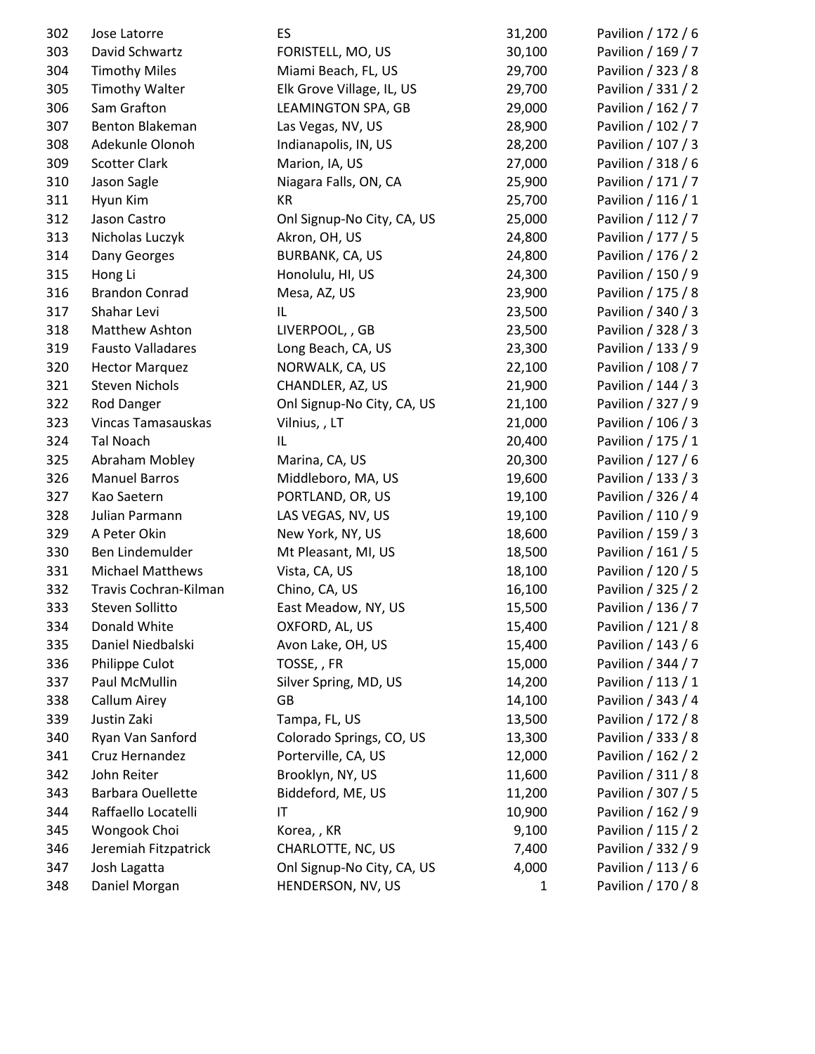| | | | | |
|---|---|---|---|---|
| 302 | Jose Latorre | ES | 31,200 | Pavilion / 172 / 6 |
| 303 | David Schwartz | FORISTELL, MO, US | 30,100 | Pavilion / 169 / 7 |
| 304 | Timothy Miles | Miami Beach, FL, US | 29,700 | Pavilion / 323 / 8 |
| 305 | Timothy Walter | Elk Grove Village, IL, US | 29,700 | Pavilion / 331 / 2 |
| 306 | Sam Grafton | LEAMINGTON SPA, GB | 29,000 | Pavilion / 162 / 7 |
| 307 | Benton Blakeman | Las Vegas, NV, US | 28,900 | Pavilion / 102 / 7 |
| 308 | Adekunle Olonoh | Indianapolis, IN, US | 28,200 | Pavilion / 107 / 3 |
| 309 | Scotter Clark | Marion, IA, US | 27,000 | Pavilion / 318 / 6 |
| 310 | Jason Sagle | Niagara Falls, ON, CA | 25,900 | Pavilion / 171 / 7 |
| 311 | Hyun Kim | KR | 25,700 | Pavilion / 116 / 1 |
| 312 | Jason Castro | Onl Signup-No City, CA, US | 25,000 | Pavilion / 112 / 7 |
| 313 | Nicholas Luczyk | Akron, OH, US | 24,800 | Pavilion / 177 / 5 |
| 314 | Dany Georges | BURBANK, CA, US | 24,800 | Pavilion / 176 / 2 |
| 315 | Hong Li | Honolulu, HI, US | 24,300 | Pavilion / 150 / 9 |
| 316 | Brandon Conrad | Mesa, AZ, US | 23,900 | Pavilion / 175 / 8 |
| 317 | Shahar Levi | IL | 23,500 | Pavilion / 340 / 3 |
| 318 | Matthew Ashton | LIVERPOOL, , GB | 23,500 | Pavilion / 328 / 3 |
| 319 | Fausto Valladares | Long Beach, CA, US | 23,300 | Pavilion / 133 / 9 |
| 320 | Hector Marquez | NORWALK, CA, US | 22,100 | Pavilion / 108 / 7 |
| 321 | Steven Nichols | CHANDLER, AZ, US | 21,900 | Pavilion / 144 / 3 |
| 322 | Rod Danger | Onl Signup-No City, CA, US | 21,100 | Pavilion / 327 / 9 |
| 323 | Vincas Tamasauskas | Vilnius, , LT | 21,000 | Pavilion / 106 / 3 |
| 324 | Tal Noach | IL | 20,400 | Pavilion / 175 / 1 |
| 325 | Abraham Mobley | Marina, CA, US | 20,300 | Pavilion / 127 / 6 |
| 326 | Manuel Barros | Middleboro, MA, US | 19,600 | Pavilion / 133 / 3 |
| 327 | Kao Saetern | PORTLAND, OR, US | 19,100 | Pavilion / 326 / 4 |
| 328 | Julian Parmann | LAS VEGAS, NV, US | 19,100 | Pavilion / 110 / 9 |
| 329 | A Peter Okin | New York, NY, US | 18,600 | Pavilion / 159 / 3 |
| 330 | Ben Lindemulder | Mt Pleasant, MI, US | 18,500 | Pavilion / 161 / 5 |
| 331 | Michael Matthews | Vista, CA, US | 18,100 | Pavilion / 120 / 5 |
| 332 | Travis Cochran-Kilman | Chino, CA, US | 16,100 | Pavilion / 325 / 2 |
| 333 | Steven Sollitto | East Meadow, NY, US | 15,500 | Pavilion / 136 / 7 |
| 334 | Donald White | OXFORD, AL, US | 15,400 | Pavilion / 121 / 8 |
| 335 | Daniel Niedbalski | Avon Lake, OH, US | 15,400 | Pavilion / 143 / 6 |
| 336 | Philippe Culot | TOSSE, , FR | 15,000 | Pavilion / 344 / 7 |
| 337 | Paul McMullin | Silver Spring, MD, US | 14,200 | Pavilion / 113 / 1 |
| 338 | Callum Airey | GB | 14,100 | Pavilion / 343 / 4 |
| 339 | Justin Zaki | Tampa, FL, US | 13,500 | Pavilion / 172 / 8 |
| 340 | Ryan Van Sanford | Colorado Springs, CO, US | 13,300 | Pavilion / 333 / 8 |
| 341 | Cruz Hernandez | Porterville, CA, US | 12,000 | Pavilion / 162 / 2 |
| 342 | John Reiter | Brooklyn, NY, US | 11,600 | Pavilion / 311 / 8 |
| 343 | Barbara Ouellette | Biddeford, ME, US | 11,200 | Pavilion / 307 / 5 |
| 344 | Raffaello Locatelli | IT | 10,900 | Pavilion / 162 / 9 |
| 345 | Wongook Choi | Korea, , KR | 9,100 | Pavilion / 115 / 2 |
| 346 | Jeremiah Fitzpatrick | CHARLOTTE, NC, US | 7,400 | Pavilion / 332 / 9 |
| 347 | Josh Lagatta | Onl Signup-No City, CA, US | 4,000 | Pavilion / 113 / 6 |
| 348 | Daniel Morgan | HENDERSON, NV, US | 1 | Pavilion / 170 / 8 |